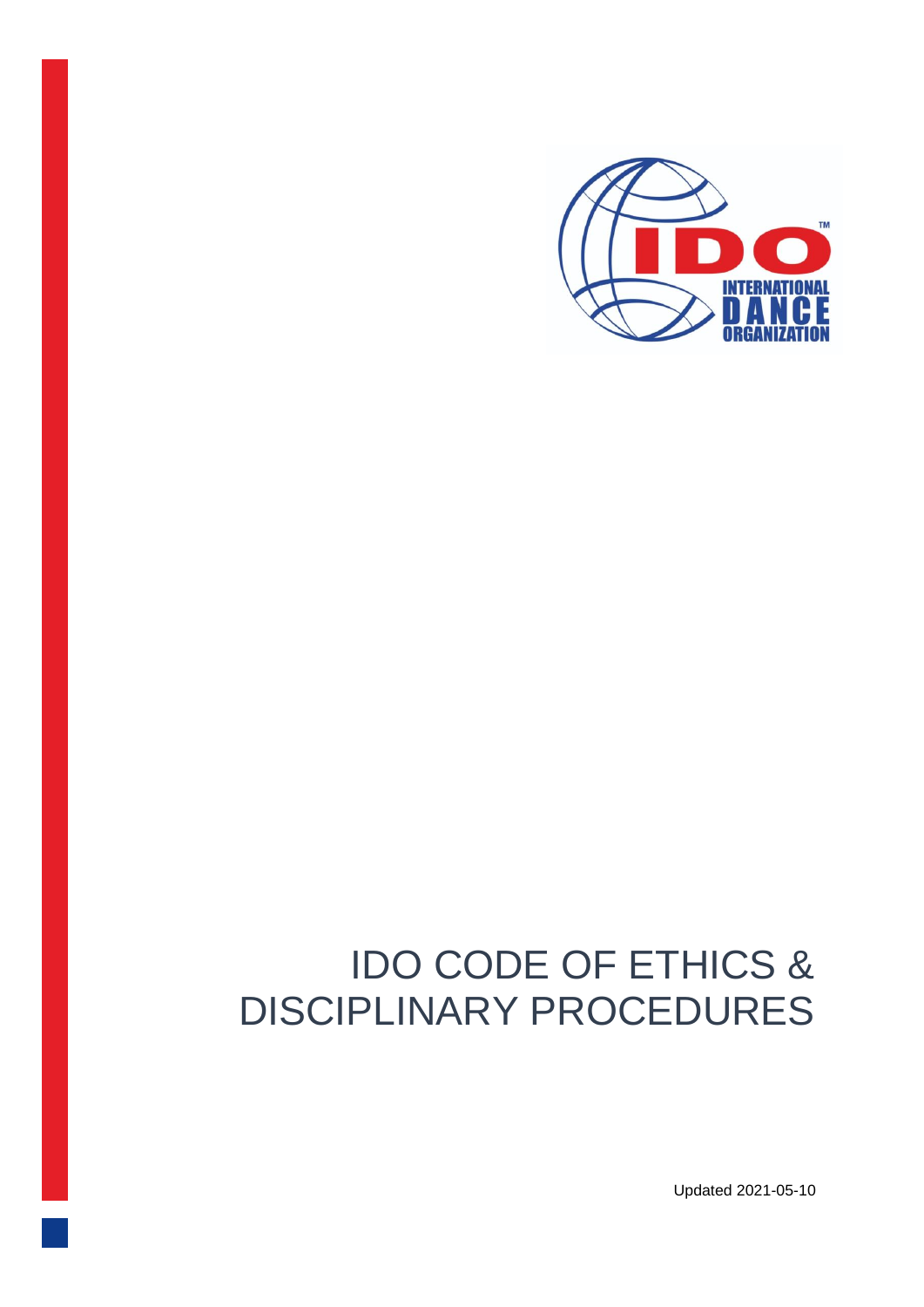# IDO CODE OF ETHICS & DISCIPLINARY PROCEDURES

Updated 2021-05-10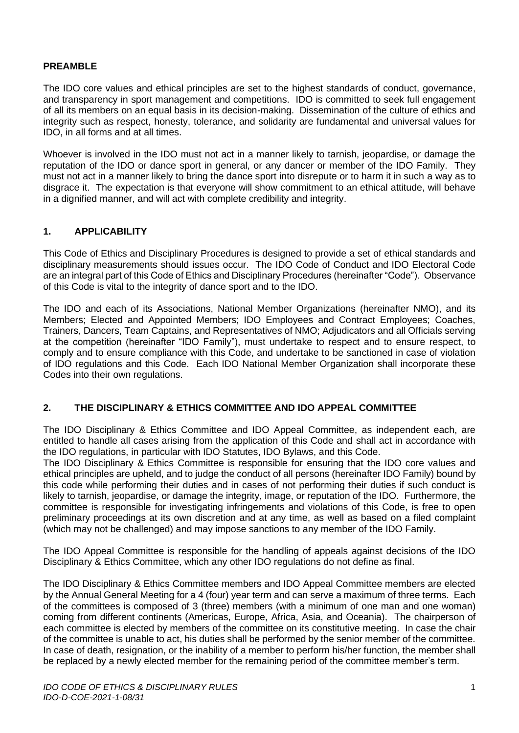## PREAMBLE

The IDO core values and ethical principles are set to the highest standards of conduct, governance, and transparency in sport management and competitions. IDO is committed to seek full engagement of all its members on an equal basis in its decision-making. Dissemination of the culture of ethics and integrity such as respect, honesty, tolerance, and solidarity are fundamental and universal values for IDO, in all forms and at all times.

Whoever is involved in the IDO must not act in a manner likely to tarnish, jeopardise, or damage the reputation of the IDO or dance sport in general, or any dancer or member of the IDO Family. They must not act in a manner likely to bring the dance sport into disrepute or to harm it in such a way as to disgrace it. The expectation is that everyone will show commitment to an ethical attitude, will behave in a dignified manner, and will act with complete credibility and integrity.

## 1. APPLICABILITY

This Code of Ethics and Disciplinary Procedures is designed to provide a set of ethical standards and disciplinary measurements should issues occur. The IDO Code of Conduct and IDO Electoral Code are an integral part of this Code of Ethics and Disciplinary Procedures (hereinafter "Code"). Observance of this Code is vital to the integrity of dance sport and to the IDO.

The IDO and each of its Associations, National Member Organizations (hereinafter NMO), and its Members; Elected and Appointed Members; IDO Employees and Contract Employees; Coaches, Trainers, Dancers, Team Captains, and Representatives of NMO; Adjudicators and all Officials serving at the competition (hereinafter "IDO Family"), must undertake to respect and to ensure respect, to comply and to ensure compliance with this Code, and undertake to be sanctioned in case of violation of IDO regulations and this Code. Each IDO National Member Organization shall incorporate these Codes into their own regulations.

## 2. THE DISCIPLINARY & ETHICS COMMITTEE AND IDO APPEAL COMMITTEE

The IDO Disciplinary & Ethics Committee and IDO Appeal Committee, as independent each, are entitled to handle all cases arising from the application of this Code and shall act in accordance with the IDO regulations, in particular with IDO Statutes, IDO Bylaws, and this Code.

The IDO Disciplinary & Ethics Committee is responsible for ensuring that the IDO core values and ethical principles are upheld, and to judge the conduct of all persons (hereinafter IDO Family) bound by this code while performing their duties and in cases of not performing their duties if such conduct is likely to tarnish, jeopardise, or damage the integrity, image, or reputation of the IDO. Furthermore, the committee is responsible for investigating infringements and violations of this Code, is free to open preliminary proceedings at its own discretion and at any time, as well as based on a filed complaint (which may not be challenged) and may impose sanctions to any member of the IDO Family.

The IDO Appeal Committee is responsible for the handling of appeals against decisions of the IDO Disciplinary & Ethics Committee, which any other IDO regulations do not define as final.

The IDO Disciplinary & Ethics Committee members and IDO Appeal Committee members are elected by the Annual General Meeting for a 4 (four) year term and can serve a maximum of three terms. Each of the committees is composed of 3 (three) members (with a minimum of one man and one woman) coming from different continents (Americas, Europe, Africa, Asia, and Oceania). The chairperson of each committee is elected by members of the committee on its constitutive meeting. In case the chair of the committee is unable to act, his duties shall be performed by the senior member of the committee. In case of death, resignation, or the inability of a member to perform his/her function, the member shall be replaced by a newly elected member for the remaining period of the committee member's term.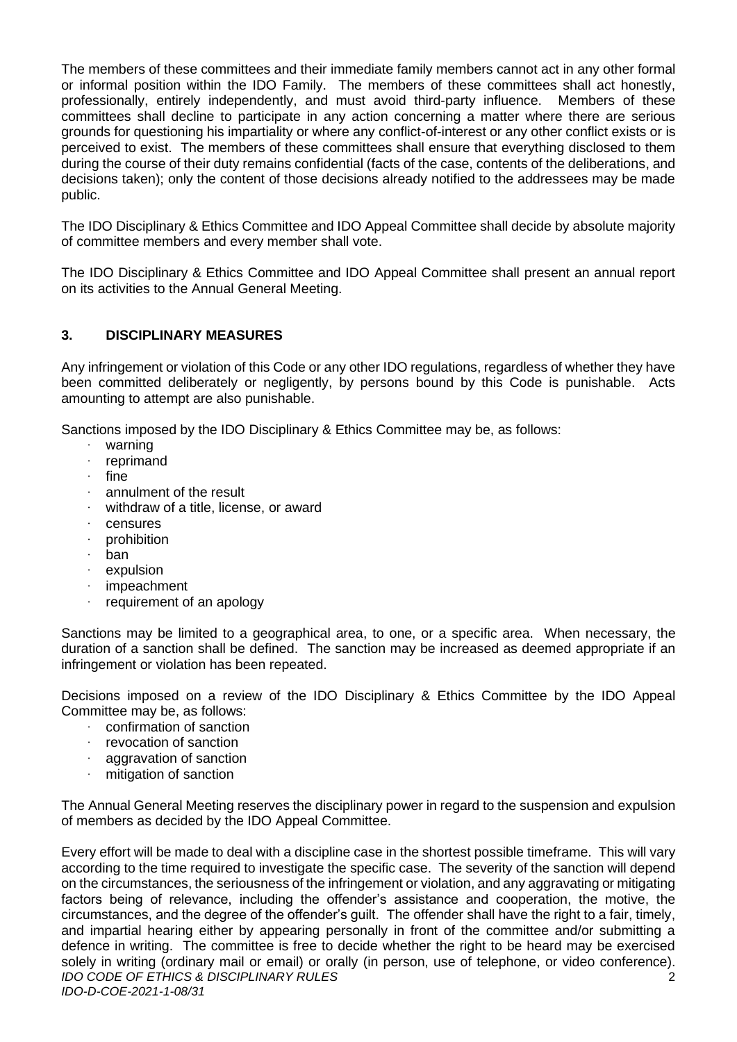The members of these committees and their immediate family members cannot act in any other formal or informal position within the IDO Family. The members of these committees shall act honestly, professionally, entirely independently, and must avoid third-party influence. Members of these committees shall decline to participate in any action concerning a matter where there are serious grounds for questioning his impartiality or where any conflict-of-interest or any other conflict exists or is perceived to exist. The members of these committees shall ensure that everything disclosed to them during the course of their duty remains confidential (facts of the case, contents of the deliberations, and decisions taken); only the content of those decisions already notified to the addressees may be made public.

The IDO Disciplinary & Ethics Committee and IDO Appeal Committee shall decide by absolute majority of committee members and every member shall vote.

The IDO Disciplinary & Ethics Committee and IDO Appeal Committee shall present an annual report on its activities to the Annual General Meeting.

## 3. DISCIPLINARY MEASURES

Any infringement or violation of this Code or any other IDO regulations, regardless of whether they have been committed deliberately or negligently, by persons bound by this Code is punishable. Acts amounting to attempt are also punishable.

Sanctions imposed by the IDO Disciplinary & Ethics Committee may be, as follows:

- warning
- reprimand
- fine
- annulment of the result
- withdraw of a title, license, or award
- censures
- prohibition
- ban
- expulsion
- impeachment
- requirement of an apology

Sanctions may be limited to a geographical area, to one, or a specific area. When necessary, the duration of a sanction shall be defined. The sanction may be increased as deemed appropriate if an infringement or violation has been repeated.

Decisions imposed on a review of the IDO Disciplinary & Ethics Committee by the IDO Appeal Committee may be, as follows:

- confirmation of sanction
- revocation of sanction
- aggravation of sanction
- mitigation of sanction

The Annual General Meeting reserves the disciplinary power in regard to the suspension and expulsion of members as decided by the IDO Appeal Committee.

Every effort will be made to deal with a discipline case in the shortest possible timeframe. This will vary according to the time required to investigate the specific case. The severity of the sanction will depend on the circumstances, the seriousness of the infringement or violation, and any aggravating or mitigating factors being of relevance, including the offender's assistance and cooperation, the motive, the circumstances, and the degree of the offender's guilt. The offender shall have the right to a fair, timely, and impartial hearing either by appearing personally in front of the committee and/or submitting a defence in writing. The committee is free to decide whether the right to be heard may be exercised solely in writing (ordinary mail or email) or orally (in person, use of telephone, or video conference).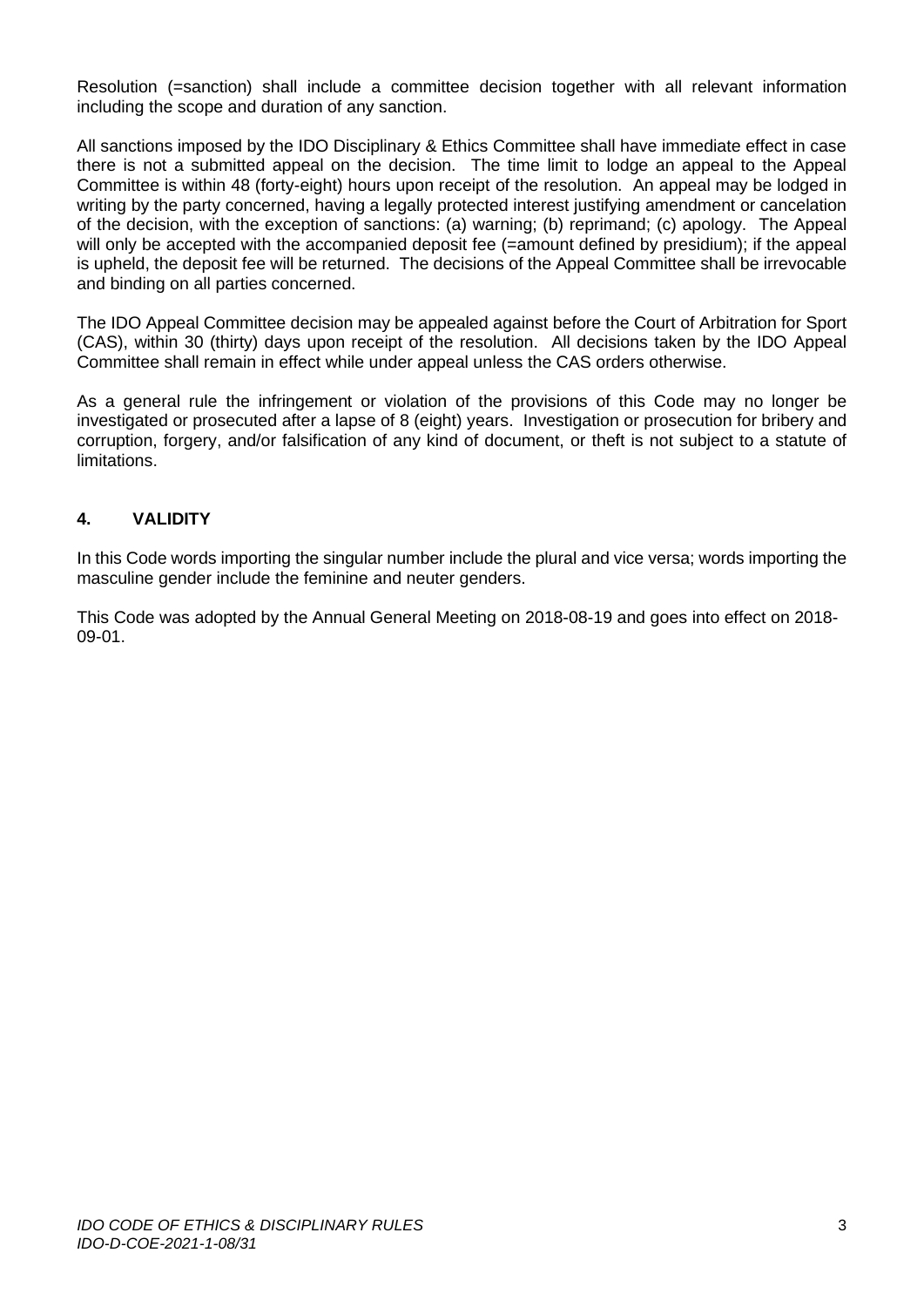Resolution (=sanction) shall include a committee decision together with all relevant information including the scope and duration of any sanction.

All sanctions imposed by the IDO Disciplinary & Ethics Committee shall have immediate effect in case there is not a submitted appeal on the decision. The time limit to lodge an appeal to the Appeal Committee is within 48 (forty-eight) hours upon receipt of the resolution. An appeal may be lodged in writing by the party concerned, having a legally protected interest justifying amendment or cancelation of the decision, with the exception of sanctions: (a) warning; (b) reprimand; (c) apology. The Appeal will only be accepted with the accompanied deposit fee (=amount defined by presidium); if the appeal is upheld, the deposit fee will be returned. The decisions of the Appeal Committee shall be irrevocable and binding on all parties concerned.

The IDO Appeal Committee decision may be appealed against before the Court of Arbitration for Sport (CAS), within 30 (thirty) days upon receipt of the resolution. All decisions taken by the IDO Appeal Committee shall remain in effect while under appeal unless the CAS orders otherwise.

As a general rule the infringement or violation of the provisions of this Code may no longer be investigated or prosecuted after a lapse of 8 (eight) years. Investigation or prosecution for bribery and corruption, forgery, and/or falsification of any kind of document, or theft is not subject to a statute of limitations.

## 4. VALIDITY

In this Code words importing the singular number include the plural and vice versa; words importing the masculine gender include the feminine and neuter genders.

This Code was adopted by the Annual General Meeting on 2018-08-19 and goes into effect on 2018-09-01.